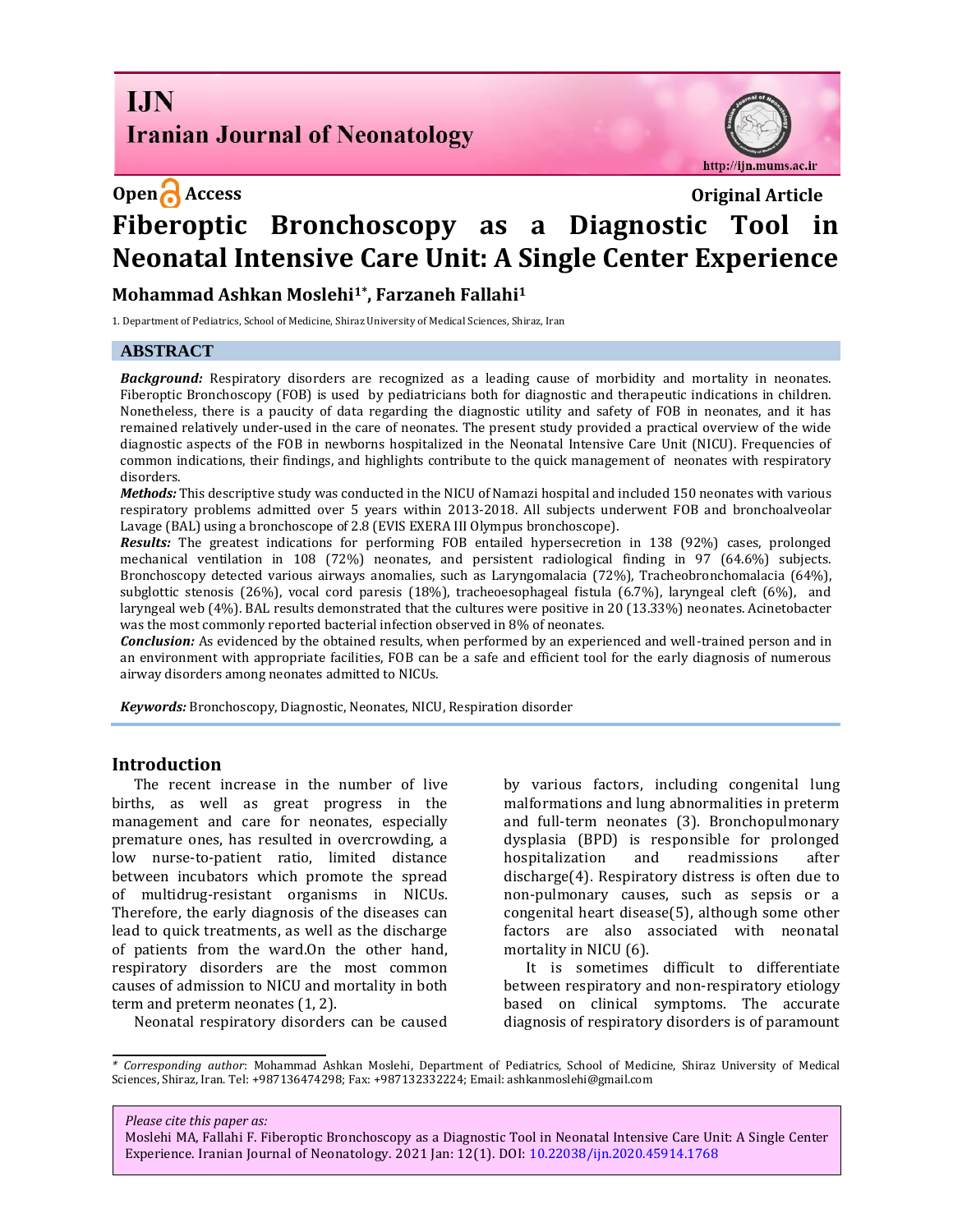IJN

Iranian Journal of Neonatology

**Open Access** **Original Article**

# Fiberoptic Bronchoscopy as a Diagnostic Tool in Neonatal Intensive Care Unit: A Single Center Experience

**Mohammad Ashkan Moslehi[1*], Farzaneh Fallahi[1]**

1. Department of Pediatrics, School of Medicine, Shiraz University of Medical Sciences, Shiraz, Iran

## ABSTRACT

***Background:*** Respiratory disorders are recognized as a leading cause of morbidity and mortality in neonates. Fiberoptic Bronchoscopy (FOB) is used by pediatricians both for diagnostic and therapeutic indications in children. Nonetheless, there is a paucity of data regarding the diagnostic utility and safety of FOB in neonates, and it has remained relatively under-used in the care of neonates. The present study provided a practical overview of the wide diagnostic aspects of the FOB in newborns hospitalized in the Neonatal Intensive Care Unit (NICU). Frequencies of common indications, their findings, and highlights contribute to the quick management of neonates with respiratory disorders.

***Methods:*** This descriptive study was conducted in the NICU of Namazi hospital and included 150 neonates with various respiratory problems admitted over 5 years within 2013-2018. All subjects underwent FOB and bronchoalveolar Lavage (BAL) using a bronchoscope of 2.8 (EVIS EXERA III Olympus bronchoscope).

***Results:*** The greatest indications for performing FOB entailed hypersecretion in 138 (92%) cases, prolonged mechanical ventilation in 108 (72%) neonates, and persistent radiological finding in 97 (64.6%) subjects. Bronchoscopy detected various airways anomalies, such as Laryngomalacia (72%), Tracheobronchomalacia (64%), subglottic stenosis (26%), vocal cord paresis (18%), tracheoesophageal fistula (6.7%), laryngeal cleft (6%), and laryngeal web (4%). BAL results demonstrated that the cultures were positive in 20 (13.33%) neonates. Acinetobacter was the most commonly reported bacterial infection observed in 8% of neonates.

***Conclusion:*** As evidenced by the obtained results, when performed by an experienced and well-trained person and in an environment with appropriate facilities, FOB can be a safe and efficient tool for the early diagnosis of numerous airway disorders among neonates admitted to NICUs.

***Keywords:*** Bronchoscopy, Diagnostic, Neonates, NICU, Respiration disorder

## Introduction

The recent increase in the number of live births, as well as great progress in the management and care for neonates, especially premature ones, has resulted in overcrowding, a low nurse-to-patient ratio, limited distance between incubators which promote the spread of multidrug-resistant organisms in NICUs. Therefore, the early diagnosis of the diseases can lead to quick treatments, as well as the discharge of patients from the ward.On the other hand, respiratory disorders are the most common causes of admission to NICU and mortality in both term and preterm neonates (1, 2).

Neonatal respiratory disorders can be caused by various factors, including congenital lung malformations and lung abnormalities in preterm and full-term neonates (3). Bronchopulmonary dysplasia (BPD) is responsible for prolonged hospitalization and readmissions after discharge(4). Respiratory distress is often due to non-pulmonary causes, such as sepsis or a congenital heart disease(5), although some other factors are also associated with neonatal mortality in NICU (6).

It is sometimes difficult to differentiate between respiratory and non-respiratory etiology based on clinical symptoms. The accurate diagnosis of respiratory disorders is of paramount

---

*\* Corresponding author*: Mohammad Ashkan Moslehi, Department of Pediatrics, School of Medicine, Shiraz University of Medical Sciences, Shiraz, Iran. Tel: +987136474298; Fax: +987132332224; Email: ashkanmoslehi@gmail.com

*Please cite this paper as:*
Moslehi MA, Fallahi F. Fiberoptic Bronchoscopy as a Diagnostic Tool in Neonatal Intensive Care Unit: A Single Center Experience. Iranian Journal of Neonatology. 2021 Jan: 12(1). DOI: 10.22038/ijn.2020.45914.1768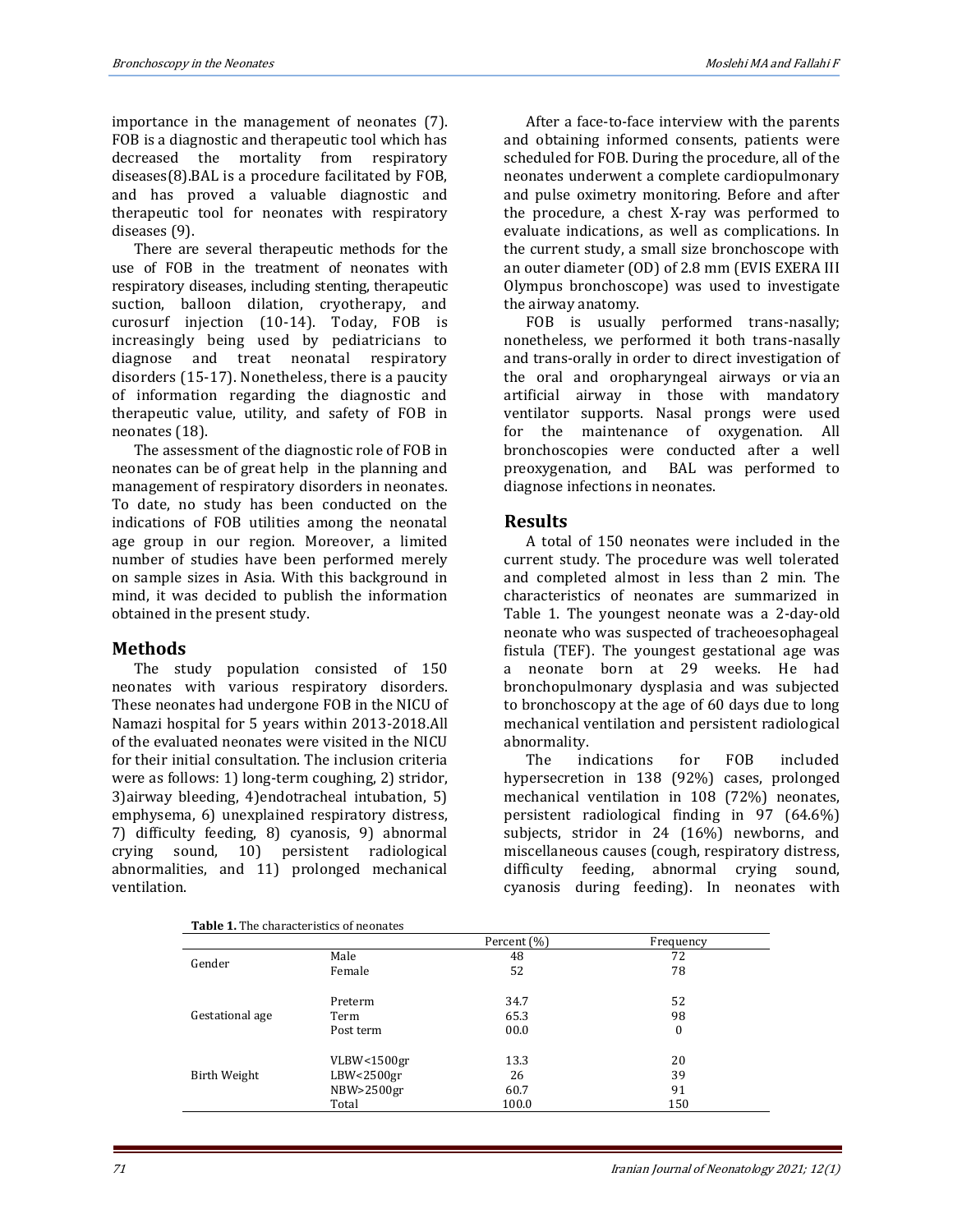importance in the management of neonates (7). FOB is a diagnostic and therapeutic tool which has decreased the mortality from respiratory diseases(8).BAL is a procedure facilitated by FOB, and has proved a valuable diagnostic and therapeutic tool for neonates with respiratory diseases (9).

There are several therapeutic methods for the use of FOB in the treatment of neonates with respiratory diseases, including stenting, therapeutic suction, balloon dilation, cryotherapy, and curosurf injection (10-14). Today, FOB is increasingly being used by pediatricians to diagnose and treat neonatal respiratory disorders (15-17). Nonetheless, there is a paucity of information regarding the diagnostic and therapeutic value, utility, and safety of FOB in neonates (18).

The assessment of the diagnostic role of FOB in neonates can be of great help in the planning and management of respiratory disorders in neonates. To date, no study has been conducted on the indications of FOB utilities among the neonatal age group in our region. Moreover, a limited number of studies have been performed merely on sample sizes in Asia. With this background in mind, it was decided to publish the information obtained in the present study.

## Methods

The study population consisted of 150 neonates with various respiratory disorders. These neonates had undergone FOB in the NICU of Namazi hospital for 5 years within 2013-2018.All of the evaluated neonates were visited in the NICU for their initial consultation. The inclusion criteria were as follows: 1) long-term coughing, 2) stridor, 3)airway bleeding, 4)endotracheal intubation, 5) emphysema, 6) unexplained respiratory distress, 7) difficulty feeding, 8) cyanosis, 9) abnormal crying sound, 10) persistent radiological abnormalities, and 11) prolonged mechanical ventilation.

After a face-to-face interview with the parents and obtaining informed consents, patients were scheduled for FOB. During the procedure, all of the neonates underwent a complete cardiopulmonary and pulse oximetry monitoring. Before and after the procedure, a chest X-ray was performed to evaluate indications, as well as complications. In the current study, a small size bronchoscope with an outer diameter (OD) of 2.8 mm (EVIS EXERA III Olympus bronchoscope) was used to investigate the airway anatomy.

FOB is usually performed trans-nasally; nonetheless, we performed it both trans-nasally and trans-orally in order to direct investigation of the oral and oropharyngeal airways or via an artificial airway in those with mandatory ventilator supports. Nasal prongs were used for the maintenance of oxygenation. All bronchoscopies were conducted after a well preoxygenation, and BAL was performed to diagnose infections in neonates.

## Results

A total of 150 neonates were included in the current study. The procedure was well tolerated and completed almost in less than 2 min. The characteristics of neonates are summarized in Table 1. The youngest neonate was a 2-day-old neonate who was suspected of tracheoesophageal fistula (TEF). The youngest gestational age was a neonate born at 29 weeks. He had bronchopulmonary dysplasia and was subjected to bronchoscopy at the age of 60 days due to long mechanical ventilation and persistent radiological abnormality.

The indications for FOB included hypersecretion in 138 (92%) cases, prolonged mechanical ventilation in 108 (72%) neonates, persistent radiological finding in 97 (64.6%) subjects, stridor in 24 (16%) newborns, and miscellaneous causes (cough, respiratory distress, difficulty feeding, abnormal crying sound, cyanosis during feeding). In neonates with

**Table 1.** The characteristics of neonates

| | | Percent (%) | Frequency |
|---|---|---|---|
| Gender | Male | 48 | 72 |
| | Female | 52 | 78 |
| Gestational age | Preterm | 34.7 | 52 |
| | Term | 65.3 | 98 |
| | Post term | 00.0 | 0 |
| Birth Weight | VLBW<1500gr | 13.3 | 20 |
| | LBW<2500gr | 26 | 39 |
| | NBW>2500gr | 60.7 | 91 |
| | Total | 100.0 | 150 |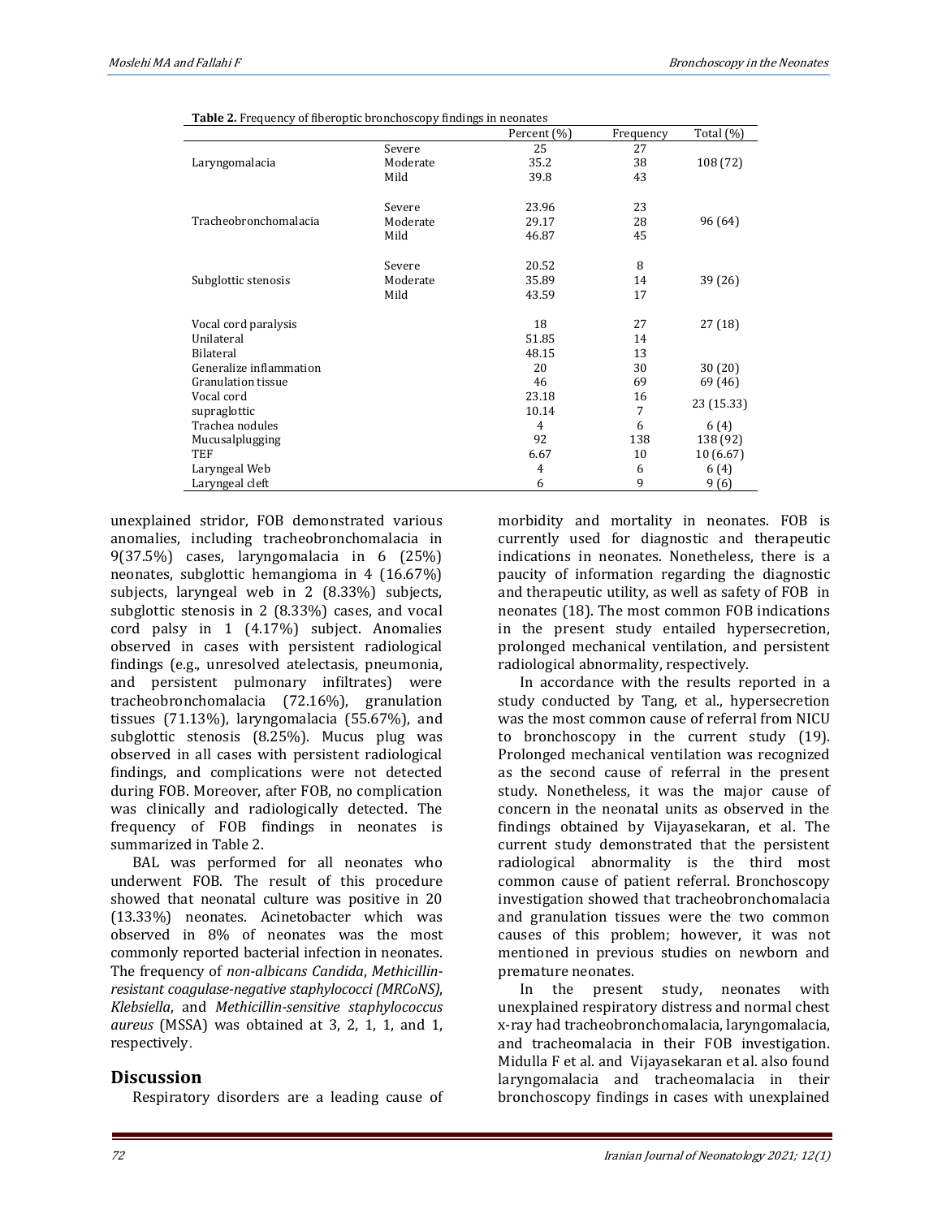**Table 2.** Frequency of fiberoptic bronchoscopy findings in neonates

| | | Percent (%) | Frequency | Total (%) |
|---|---|---|---|---|
| Laryngomalacia | Severe | 25 | 27 | 108 (72) |
| | Moderate | 35.2 | 38 | |
| | Mild | 39.8 | 43 | |
| Tracheobronchomalacia | Severe | 23.96 | 23 | 96 (64) |
| | Moderate | 29.17 | 28 | |
| | Mild | 46.87 | 45 | |
| Subglottic stenosis | Severe | 20.52 | 8 | 39 (26) |
| | Moderate | 35.89 | 14 | |
| | Mild | 43.59 | 17 | |
| Vocal cord paralysis | | 18 | 27 | 27 (18) |
| Unilateral | | 51.85 | 14 | |
| Bilateral | | 48.15 | 13 | |
| Generalize inflammation | | 20 | 30 | 30 (20) |
| Granulation tissue | | 46 | 69 | 69 (46) |
| Vocal cord | | 23.18 | 16 | 23 (15.33) |
| supraglottic | | 10.14 | 7 | |
| Trachea nodules | | 4 | 6 | 6 (4) |
| Mucusalplugging | | 92 | 138 | 138 (92) |
| TEF | | 6.67 | 10 | 10 (6.67) |
| Laryngeal Web | | 4 | 6 | 6 (4) |
| Laryngeal cleft | | 6 | 9 | 9 (6) |

unexplained stridor, FOB demonstrated various anomalies, including tracheobronchomalacia in 9(37.5%) cases, laryngomalacia in 6 (25%) neonates, subglottic hemangioma in 4 (16.67%) subjects, laryngeal web in 2 (8.33%) subjects, subglottic stenosis in 2 (8.33%) cases, and vocal cord palsy in 1 (4.17%) subject. Anomalies observed in cases with persistent radiological findings (e.g., unresolved atelectasis, pneumonia, and persistent pulmonary infiltrates) were tracheobronchomalacia (72.16%), granulation tissues (71.13%), laryngomalacia (55.67%), and subglottic stenosis (8.25%). Mucus plug was observed in all cases with persistent radiological findings, and complications were not detected during FOB. Moreover, after FOB, no complication was clinically and radiologically detected. The frequency of FOB findings in neonates is summarized in Table 2.

BAL was performed for all neonates who underwent FOB. The result of this procedure showed that neonatal culture was positive in 20 (13.33%) neonates. Acinetobacter which was observed in 8% of neonates was the most commonly reported bacterial infection in neonates. The frequency of *non-albicans Candida*, *Methicillin-resistant coagulase-negative staphylococci (MRCoNS)*, *Klebsiella*, and *Methicillin-sensitive staphylococcus aureus* (MSSA) was obtained at 3, 2, 1, 1, and 1, respectively.

## Discussion

Respiratory disorders are a leading cause of morbidity and mortality in neonates. FOB is currently used for diagnostic and therapeutic indications in neonates. Nonetheless, there is a paucity of information regarding the diagnostic and therapeutic utility, as well as safety of FOB in neonates (18). The most common FOB indications in the present study entailed hypersecretion, prolonged mechanical ventilation, and persistent radiological abnormality, respectively.

In accordance with the results reported in a study conducted by Tang, et al., hypersecretion was the most common cause of referral from NICU to bronchoscopy in the current study (19). Prolonged mechanical ventilation was recognized as the second cause of referral in the present study. Nonetheless, it was the major cause of concern in the neonatal units as observed in the findings obtained by Vijayasekaran, et al. The current study demonstrated that the persistent radiological abnormality is the third most common cause of patient referral. Bronchoscopy investigation showed that tracheobronchomalacia and granulation tissues were the two common causes of this problem; however, it was not mentioned in previous studies on newborn and premature neonates.

In the present study, neonates with unexplained respiratory distress and normal chest x-ray had tracheobronchomalacia, laryngomalacia, and tracheomalacia in their FOB investigation. Midulla F et al. and Vijayasekaran et al. also found laryngomalacia and tracheomalacia in their bronchoscopy findings in cases with unexplained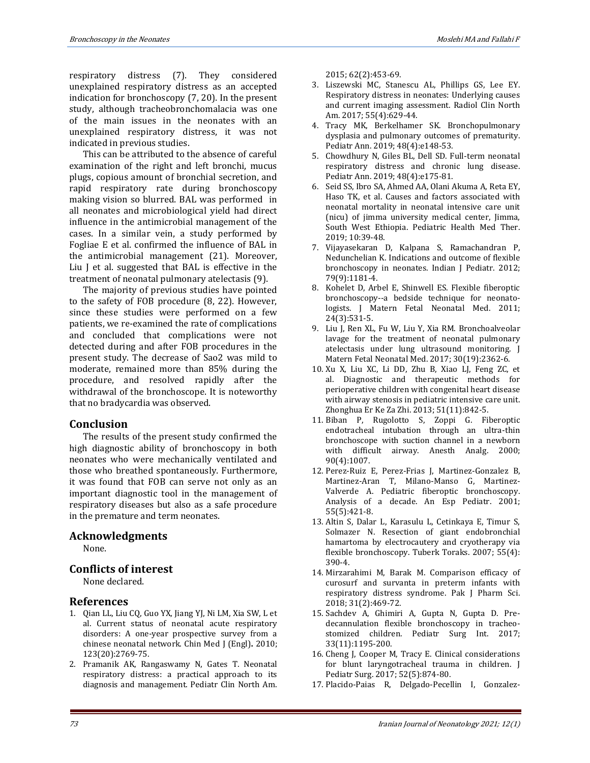respiratory distress (7). They considered unexplained respiratory distress as an accepted indication for bronchoscopy (7, 20). In the present study, although tracheobronchomalacia was one of the main issues in the neonates with an unexplained respiratory distress, it was not indicated in previous studies.

This can be attributed to the absence of careful examination of the right and left bronchi, mucus plugs, copious amount of bronchial secretion, and rapid respiratory rate during bronchoscopy making vision so blurred. BAL was performed in all neonates and microbiological yield had direct influence in the antimicrobial management of the cases. In a similar vein, a study performed by Fogliae E et al. confirmed the influence of BAL in the antimicrobial management (21). Moreover, Liu J et al. suggested that BAL is effective in the treatment of neonatal pulmonary atelectasis (9).

The majority of previous studies have pointed to the safety of FOB procedure (8, 22). However, since these studies were performed on a few patients, we re-examined the rate of complications and concluded that complications were not detected during and after FOB procedures in the present study. The decrease of Sao2 was mild to moderate, remained more than 85% during the procedure, and resolved rapidly after the withdrawal of the bronchoscope. It is noteworthy that no bradycardia was observed.

## Conclusion

The results of the present study confirmed the high diagnostic ability of bronchoscopy in both neonates who were mechanically ventilated and those who breathed spontaneously. Furthermore, it was found that FOB can serve not only as an important diagnostic tool in the management of respiratory diseases but also as a safe procedure in the premature and term neonates.

## Acknowledgments

None.

## Conflicts of interest

None declared.

## References

1. Qian LL, Liu CQ, Guo YX, Jiang YJ, Ni LM, Xia SW, L et al. Current status of neonatal acute respiratory disorders: A one-year prospective survey from a chinese neonatal network. Chin Med J (Engl). 2010; 123(20):2769-75.
2. Pramanik AK, Rangaswamy N, Gates T. Neonatal respiratory distress: a practical approach to its diagnosis and management. Pediatr Clin North Am. 2015; 62(2):453-69.
3. Liszewski MC, Stanescu AL, Phillips GS, Lee EY. Respiratory distress in neonates: Underlying causes and current imaging assessment. Radiol Clin North Am. 2017; 55(4):629-44.
4. Tracy MK, Berkelhamer SK. Bronchopulmonary dysplasia and pulmonary outcomes of prematurity. Pediatr Ann. 2019; 48(4):e148-53.
5. Chowdhury N, Giles BL, Dell SD. Full-term neonatal respiratory distress and chronic lung disease. Pediatr Ann. 2019; 48(4):e175-81.
6. Seid SS, Ibro SA, Ahmed AA, Olani Akuma A, Reta EY, Haso TK, et al. Causes and factors associated with neonatal mortality in neonatal intensive care unit (nicu) of jimma university medical center, Jimma, South West Ethiopia. Pediatric Health Med Ther. 2019; 10:39-48.
7. Vijayasekaran D, Kalpana S, Ramachandran P, Nedunchelian K. Indications and outcome of flexible bronchoscopy in neonates. Indian J Pediatr. 2012; 79(9):1181-4.
8. Kohelet D, Arbel E, Shinwell ES. Flexible fiberoptic bronchoscopy--a bedside technique for neonatologists. J Matern Fetal Neonatal Med. 2011; 24(3):531-5.
9. Liu J, Ren XL, Fu W, Liu Y, Xia RM. Bronchoalveolar lavage for the treatment of neonatal pulmonary atelectasis under lung ultrasound monitoring. J Matern Fetal Neonatal Med. 2017; 30(19):2362-6.
10. Xu X, Liu XC, Li DD, Zhu B, Xiao LJ, Feng ZC, et al. Diagnostic and therapeutic methods for perioperative children with congenital heart disease with airway stenosis in pediatric intensive care unit. Zhonghua Er Ke Za Zhi. 2013; 51(11):842-5.
11. Biban P, Rugolotto S, Zoppi G. Fiberoptic endotracheal intubation through an ultra-thin bronchoscope with suction channel in a newborn with difficult airway. Anesth Analg. 2000; 90(4):1007.
12. Perez-Ruiz E, Perez-Frias J, Martinez-Gonzalez B, Martinez-Aran T, Milano-Manso G, Martinez-Valverde A. Pediatric fiberoptic bronchoscopy. Analysis of a decade. An Esp Pediatr. 2001; 55(5):421-8.
13. Altin S, Dalar L, Karasulu L, Cetinkaya E, Timur S, Solmazer N. Resection of giant endobronchial hamartoma by electrocautery and cryotherapy via flexible bronchoscopy. Tuberk Toraks. 2007; 55(4): 390-4.
14. Mirzarahimi M, Barak M. Comparison efficacy of curosurf and survanta in preterm infants with respiratory distress syndrome. Pak J Pharm Sci. 2018; 31(2):469-72.
15. Sachdev A, Ghimiri A, Gupta N, Gupta D. Pre-decannulation flexible bronchoscopy in tracheostomized children. Pediatr Surg Int. 2017; 33(11):1195-200.
16. Cheng J, Cooper M, Tracy E. Clinical considerations for blunt laryngotracheal trauma in children. J Pediatr Surg. 2017; 52(5):874-80.
17. Placido-Paias R, Delgado-Pecellin I, Gonzalez-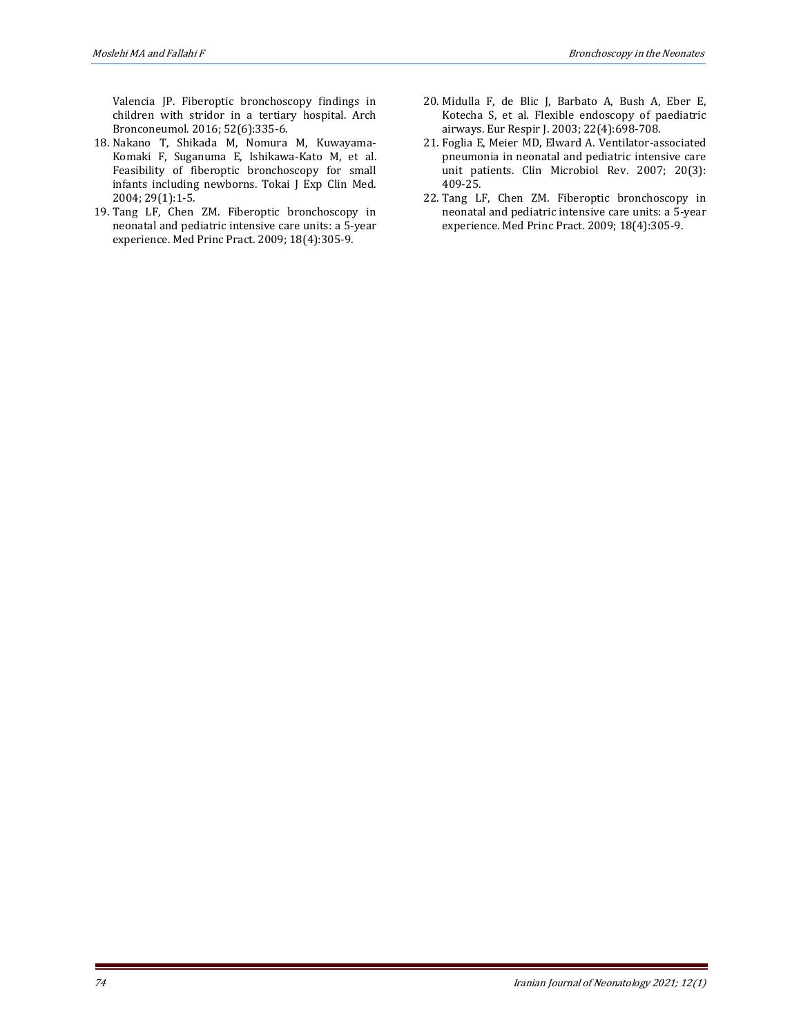Valencia JP. Fiberoptic bronchoscopy findings in children with stridor in a tertiary hospital. Arch Bronconeumol. 2016; 52(6):335-6.

18. Nakano T, Shikada M, Nomura M, Kuwayama-Komaki F, Suganuma E, Ishikawa-Kato M, et al. Feasibility of fiberoptic bronchoscopy for small infants including newborns. Tokai J Exp Clin Med. 2004; 29(1):1-5.
19. Tang LF, Chen ZM. Fiberoptic bronchoscopy in neonatal and pediatric intensive care units: a 5-year experience. Med Princ Pract. 2009; 18(4):305-9.
20. Midulla F, de Blic J, Barbato A, Bush A, Eber E, Kotecha S, et al. Flexible endoscopy of paediatric airways. Eur Respir J. 2003; 22(4):698-708.
21. Foglia E, Meier MD, Elward A. Ventilator-associated pneumonia in neonatal and pediatric intensive care unit patients. Clin Microbiol Rev. 2007; 20(3): 409-25.
22. Tang LF, Chen ZM. Fiberoptic bronchoscopy in neonatal and pediatric intensive care units: a 5-year experience. Med Princ Pract. 2009; 18(4):305-9.